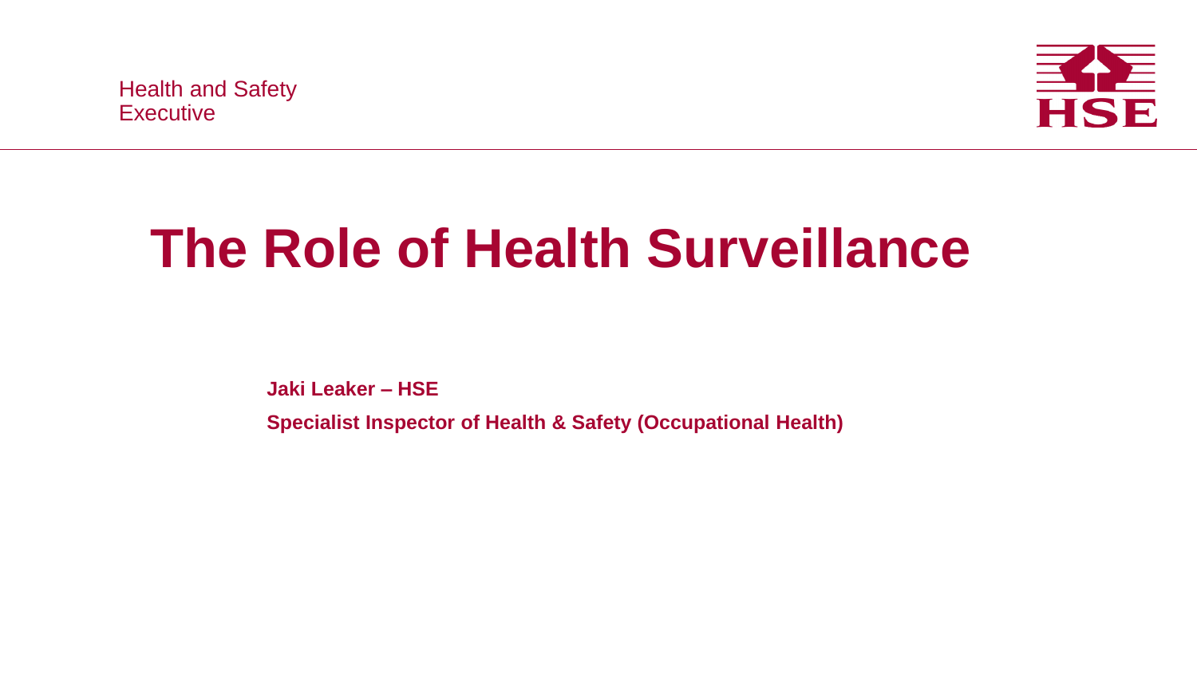Health and Safety Executive

# The Role of Health Surveillance

**Jaki Leaker – HSE**

**Specialist Inspector of Health & Safety (Occupational Health)**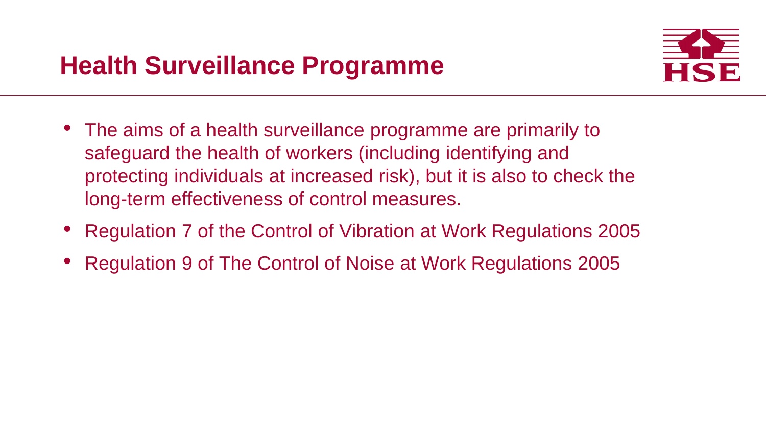## Health Surveillance Programme

- The aims of a health surveillance programme are primarily to safeguard the health of workers (including identifying and protecting individuals at increased risk), but it is also to check the long-term effectiveness of control measures.
- Regulation 7 of the Control of Vibration at Work Regulations 2005
- Regulation 9 of The Control of Noise at Work Regulations 2005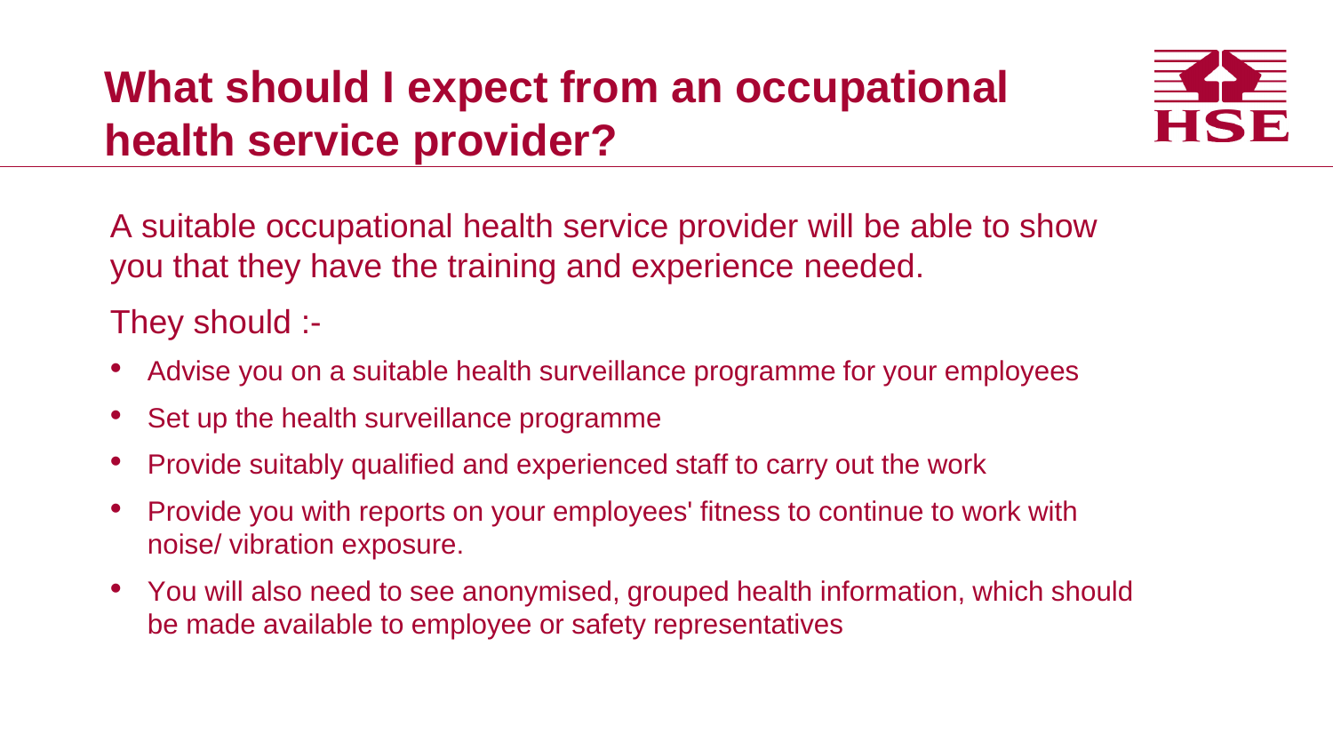# What should I expect from an occupational health service provider?

A suitable occupational health service provider will be able to show you that they have the training and experience needed.

They should :-

- Advise you on a suitable health surveillance programme for your employees
- Set up the health surveillance programme
- Provide suitably qualified and experienced staff to carry out the work
- Provide you with reports on your employees' fitness to continue to work with noise/ vibration exposure.
- You will also need to see anonymised, grouped health information, which should be made available to employee or safety representatives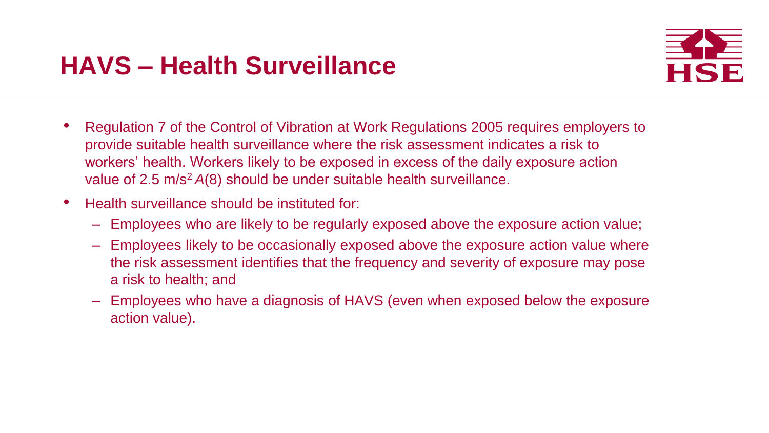# HAVS – Health Surveillance

- Regulation 7 of the Control of Vibration at Work Regulations 2005 requires employers to provide suitable health surveillance where the risk assessment indicates a risk to workers' health. Workers likely to be exposed in excess of the daily exposure action value of 2.5 $m/s^2$ *A*(8) should be under suitable health surveillance.
- Health surveillance should be instituted for:
  - Employees who are likely to be regularly exposed above the exposure action value;
  - Employees likely to be occasionally exposed above the exposure action value where the risk assessment identifies that the frequency and severity of exposure may pose a risk to health; and
  - Employees who have a diagnosis of HAVS (even when exposed below the exposure action value).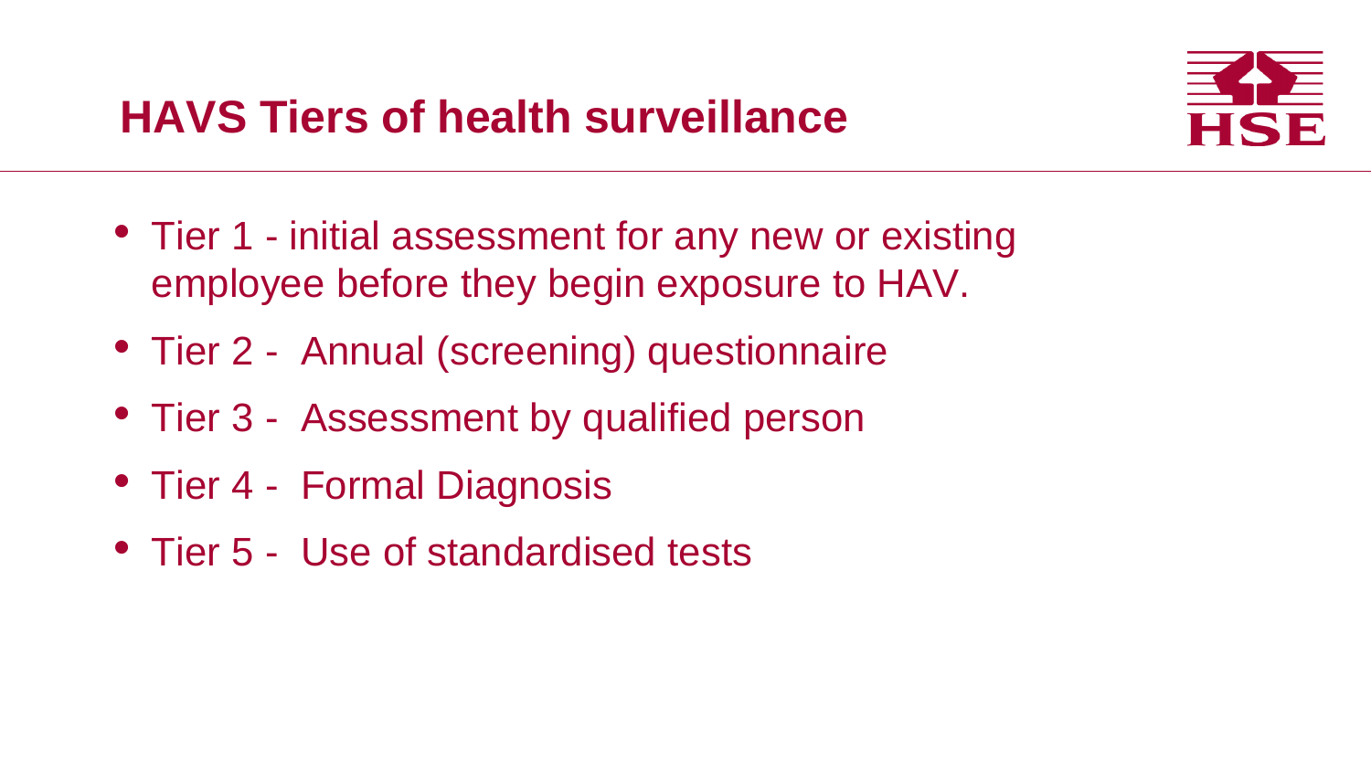## HAVS Tiers of health surveillance

- Tier 1 - initial assessment for any new or existing employee before they begin exposure to HAV.
- Tier 2 - Annual (screening) questionnaire
- Tier 3 - Assessment by qualified person
- Tier 4 - Formal Diagnosis
- Tier 5 - Use of standardised tests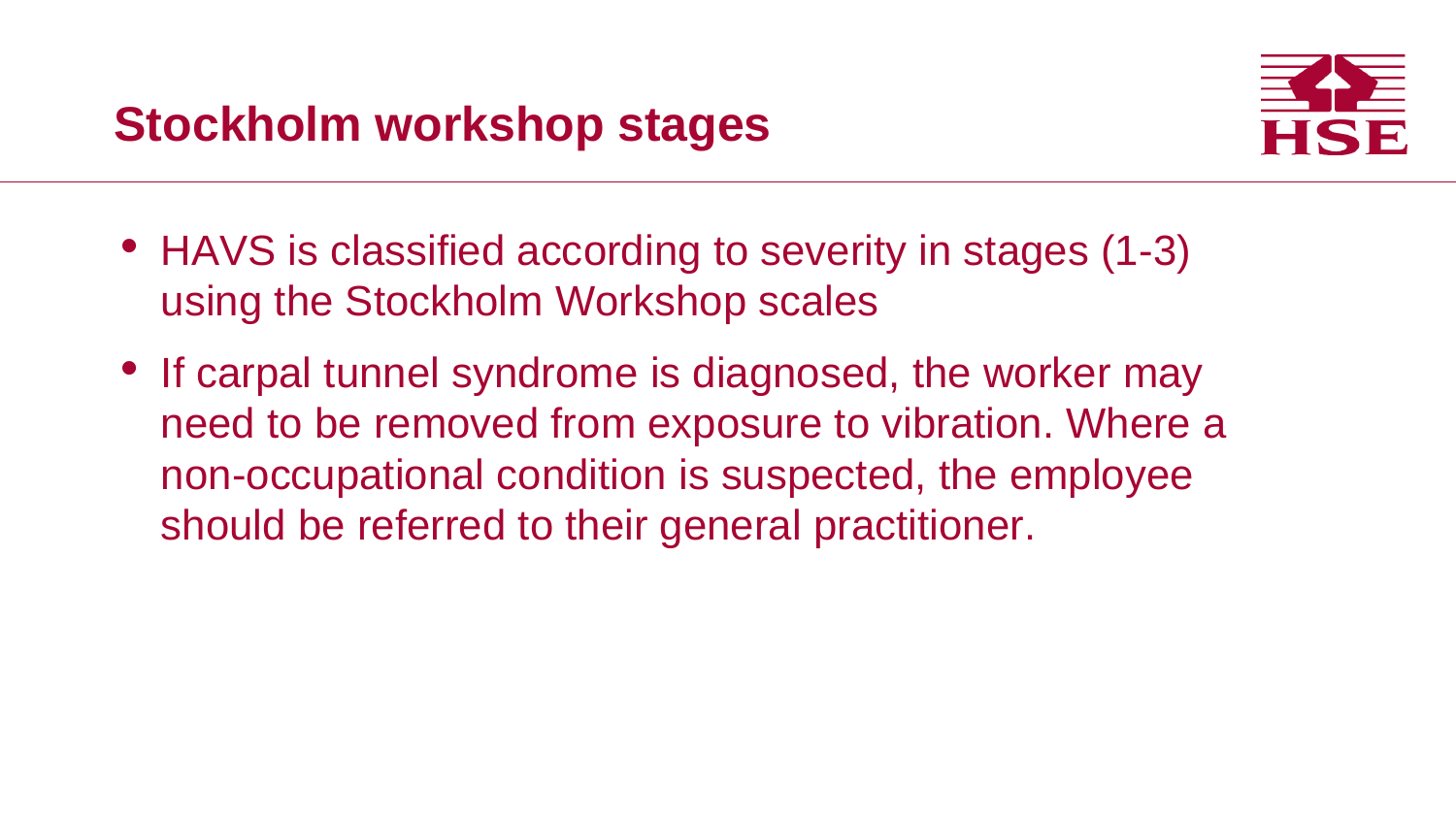# Stockholm workshop stages

- HAVS is classified according to severity in stages (1-3) using the Stockholm Workshop scales
- If carpal tunnel syndrome is diagnosed, the worker may need to be removed from exposure to vibration. Where a non-occupational condition is suspected, the employee should be referred to their general practitioner.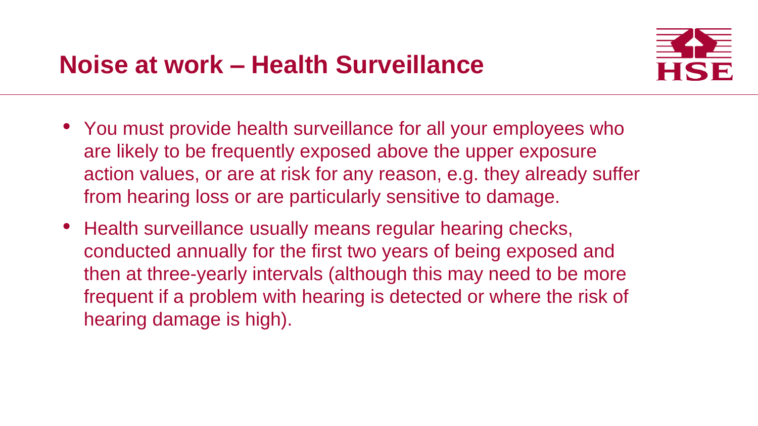# Noise at work – Health Surveillance

- You must provide health surveillance for all your employees who are likely to be frequently exposed above the upper exposure action values, or are at risk for any reason, e.g. they already suffer from hearing loss or are particularly sensitive to damage.
- Health surveillance usually means regular hearing checks, conducted annually for the first two years of being exposed and then at three-yearly intervals (although this may need to be more frequent if a problem with hearing is detected or where the risk of hearing damage is high).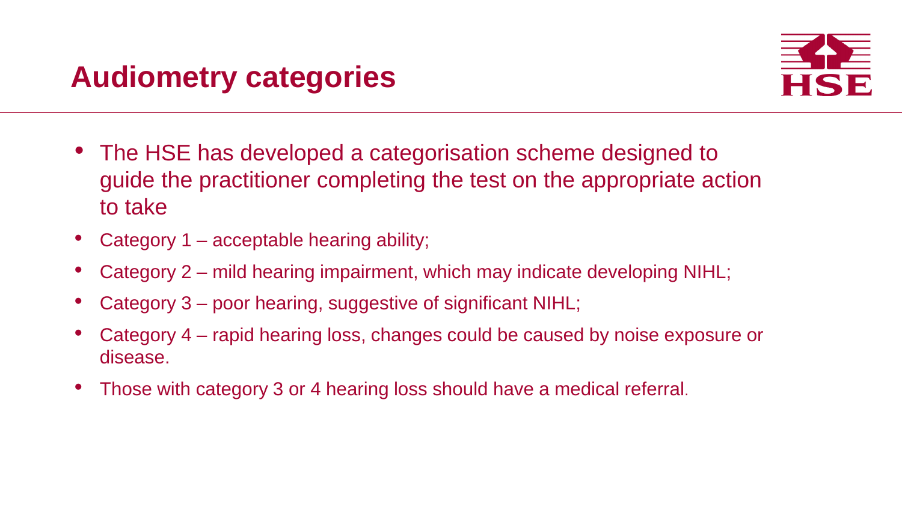# Audiometry categories

- The HSE has developed a categorisation scheme designed to guide the practitioner completing the test on the appropriate action to take
- Category 1 – acceptable hearing ability;
- Category 2 – mild hearing impairment, which may indicate developing NIHL;
- Category 3 – poor hearing, suggestive of significant NIHL;
- Category 4 – rapid hearing loss, changes could be caused by noise exposure or disease.
- Those with category 3 or 4 hearing loss should have a medical referral.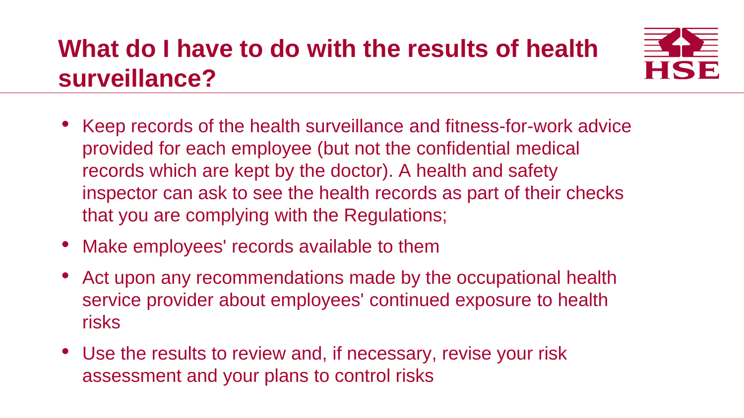# What do I have to do with the results of health surveillance?

- Keep records of the health surveillance and fitness-for-work advice provided for each employee (but not the confidential medical records which are kept by the doctor). A health and safety inspector can ask to see the health records as part of their checks that you are complying with the Regulations;
- Make employees' records available to them
- Act upon any recommendations made by the occupational health service provider about employees' continued exposure to health risks
- Use the results to review and, if necessary, revise your risk assessment and your plans to control risks